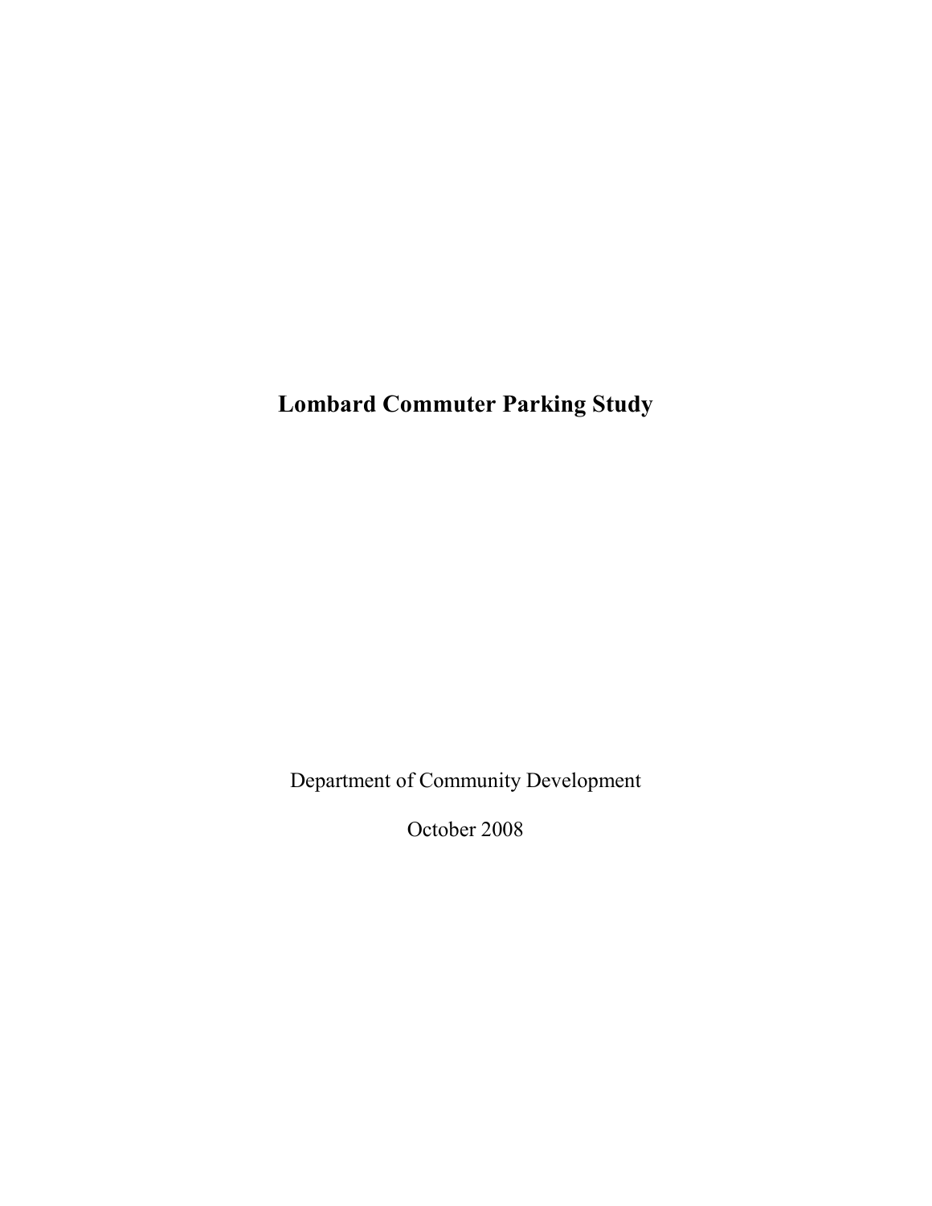# Lombard Commuter Parking Study

Department of Community Development

October 2008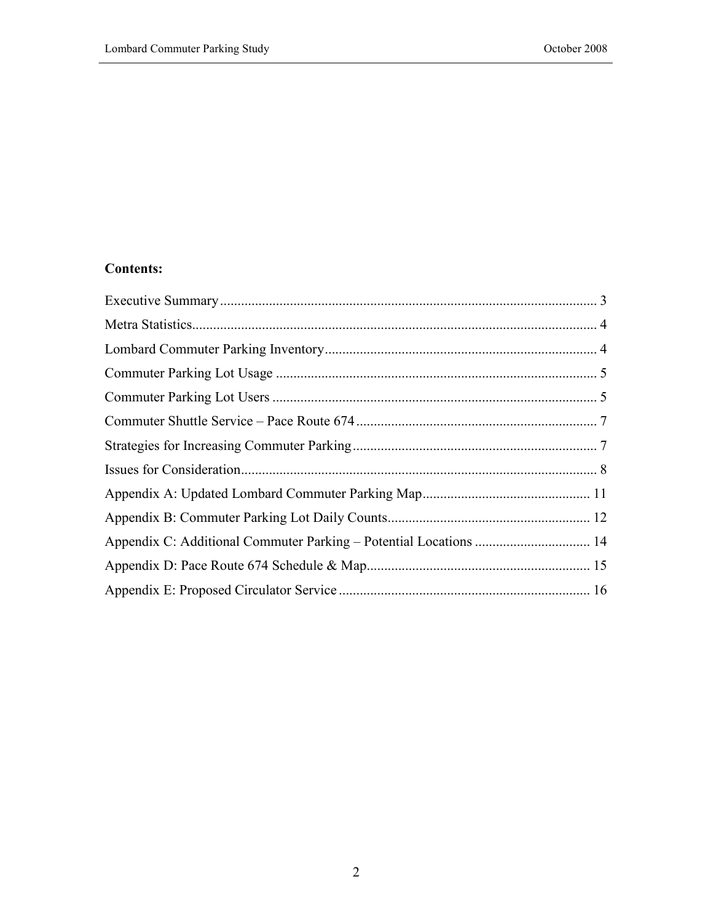**Contents:**

Executive Summary........................................................................................................ 3

Metra Statistics................................................................................................................ 4

Lombard Commuter Parking Inventory.......................................................................... 4

Commuter Parking Lot Usage ........................................................................................ 5

Commuter Parking Lot Users ......................................................................................... 5

Commuter Shuttle Service – Pace Route 674 ................................................................. 7

Strategies for Increasing Commuter Parking.................................................................. 7

Issues for Consideration.................................................................................................. 8

Appendix A: Updated Lombard Commuter Parking Map............................................. 11

Appendix B: Commuter Parking Lot Daily Counts....................................................... 12

Appendix C: Additional Commuter Parking – Potential Locations .............................. 14

Appendix D: Pace Route 674 Schedule & Map............................................................. 15

Appendix E: Proposed Circulator Service ..................................................................... 16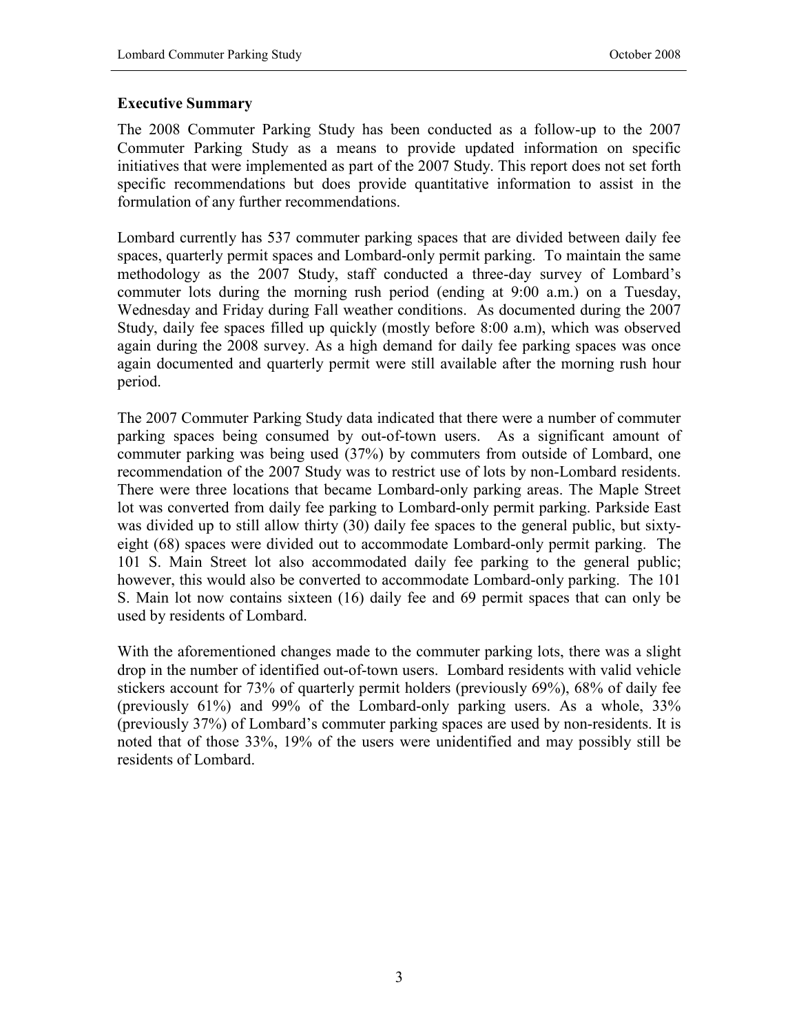## Executive Summary

The 2008 Commuter Parking Study has been conducted as a follow-up to the 2007 Commuter Parking Study as a means to provide updated information on specific initiatives that were implemented as part of the 2007 Study. This report does not set forth specific recommendations but does provide quantitative information to assist in the formulation of any further recommendations.

Lombard currently has 537 commuter parking spaces that are divided between daily fee spaces, quarterly permit spaces and Lombard-only permit parking. To maintain the same methodology as the 2007 Study, staff conducted a three-day survey of Lombard's commuter lots during the morning rush period (ending at 9:00 a.m.) on a Tuesday, Wednesday and Friday during Fall weather conditions. As documented during the 2007 Study, daily fee spaces filled up quickly (mostly before 8:00 a.m), which was observed again during the 2008 survey. As a high demand for daily fee parking spaces was once again documented and quarterly permit were still available after the morning rush hour period.

The 2007 Commuter Parking Study data indicated that there were a number of commuter parking spaces being consumed by out-of-town users. As a significant amount of commuter parking was being used (37%) by commuters from outside of Lombard, one recommendation of the 2007 Study was to restrict use of lots by non-Lombard residents. There were three locations that became Lombard-only parking areas. The Maple Street lot was converted from daily fee parking to Lombard-only permit parking. Parkside East was divided up to still allow thirty (30) daily fee spaces to the general public, but sixty-eight (68) spaces were divided out to accommodate Lombard-only permit parking. The 101 S. Main Street lot also accommodated daily fee parking to the general public; however, this would also be converted to accommodate Lombard-only parking. The 101 S. Main lot now contains sixteen (16) daily fee and 69 permit spaces that can only be used by residents of Lombard.

With the aforementioned changes made to the commuter parking lots, there was a slight drop in the number of identified out-of-town users. Lombard residents with valid vehicle stickers account for 73% of quarterly permit holders (previously 69%), 68% of daily fee (previously 61%) and 99% of the Lombard-only parking users. As a whole, 33% (previously 37%) of Lombard's commuter parking spaces are used by non-residents. It is noted that of those 33%, 19% of the users were unidentified and may possibly still be residents of Lombard.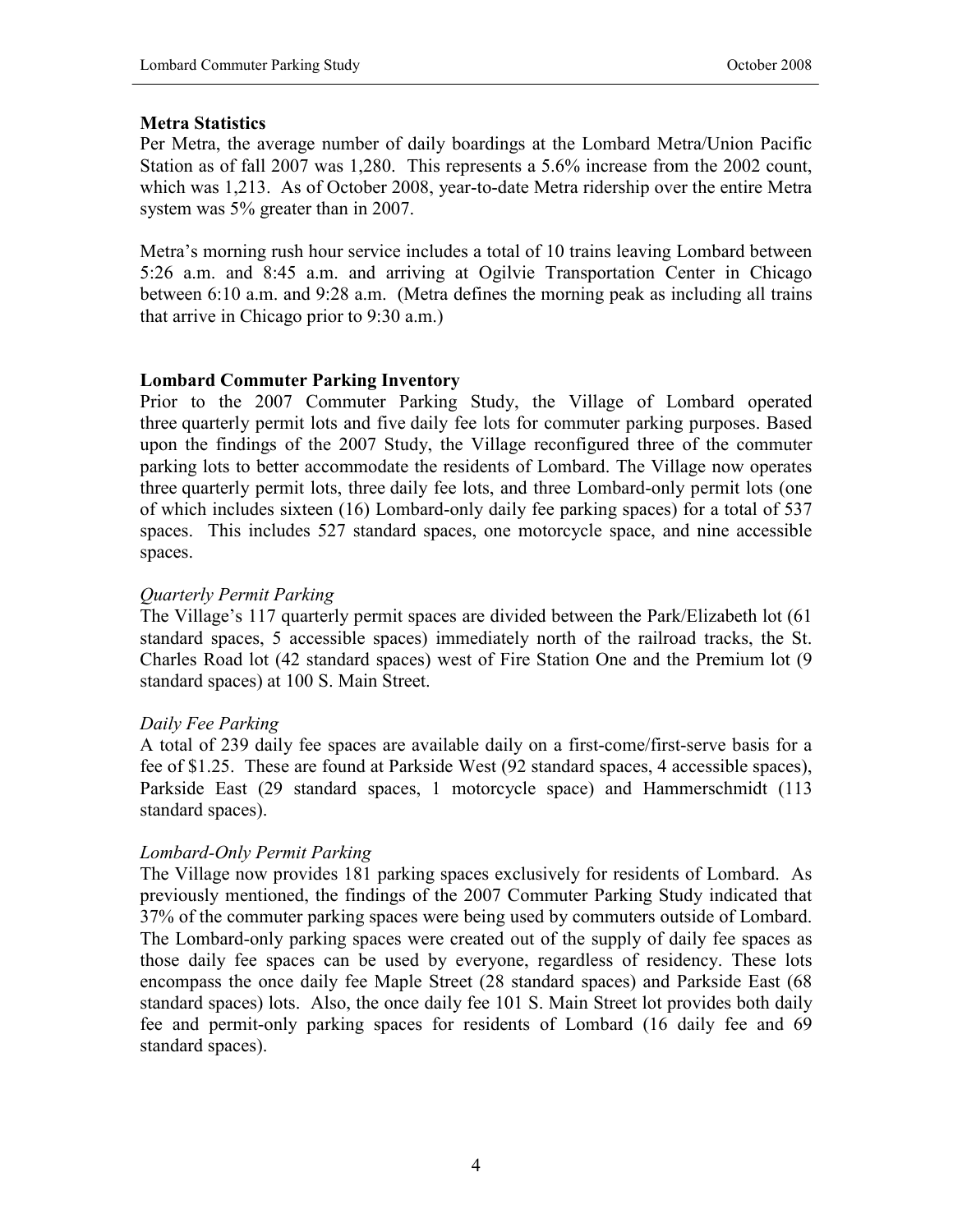**Metra Statistics**

Per Metra, the average number of daily boardings at the Lombard Metra/Union Pacific Station as of fall 2007 was 1,280. This represents a 5.6% increase from the 2002 count, which was 1,213. As of October 2008, year-to-date Metra ridership over the entire Metra system was 5% greater than in 2007.

Metra's morning rush hour service includes a total of 10 trains leaving Lombard between 5:26 a.m. and 8:45 a.m. and arriving at Ogilvie Transportation Center in Chicago between 6:10 a.m. and 9:28 a.m. (Metra defines the morning peak as including all trains that arrive in Chicago prior to 9:30 a.m.)

**Lombard Commuter Parking Inventory**

Prior to the 2007 Commuter Parking Study, the Village of Lombard operated three quarterly permit lots and five daily fee lots for commuter parking purposes. Based upon the findings of the 2007 Study, the Village reconfigured three of the commuter parking lots to better accommodate the residents of Lombard. The Village now operates three quarterly permit lots, three daily fee lots, and three Lombard-only permit lots (one of which includes sixteen (16) Lombard-only daily fee parking spaces) for a total of 537 spaces. This includes 527 standard spaces, one motorcycle space, and nine accessible spaces.

*Quarterly Permit Parking*

The Village's 117 quarterly permit spaces are divided between the Park/Elizabeth lot (61 standard spaces, 5 accessible spaces) immediately north of the railroad tracks, the St. Charles Road lot (42 standard spaces) west of Fire Station One and the Premium lot (9 standard spaces) at 100 S. Main Street.

*Daily Fee Parking*

A total of 239 daily fee spaces are available daily on a first-come/first-serve basis for a fee of $1.25. These are found at Parkside West (92 standard spaces, 4 accessible spaces), Parkside East (29 standard spaces, 1 motorcycle space) and Hammerschmidt (113 standard spaces).

*Lombard-Only Permit Parking*

The Village now provides 181 parking spaces exclusively for residents of Lombard. As previously mentioned, the findings of the 2007 Commuter Parking Study indicated that 37% of the commuter parking spaces were being used by commuters outside of Lombard. The Lombard-only parking spaces were created out of the supply of daily fee spaces as those daily fee spaces can be used by everyone, regardless of residency. These lots encompass the once daily fee Maple Street (28 standard spaces) and Parkside East (68 standard spaces) lots. Also, the once daily fee 101 S. Main Street lot provides both daily fee and permit-only parking spaces for residents of Lombard (16 daily fee and 69 standard spaces).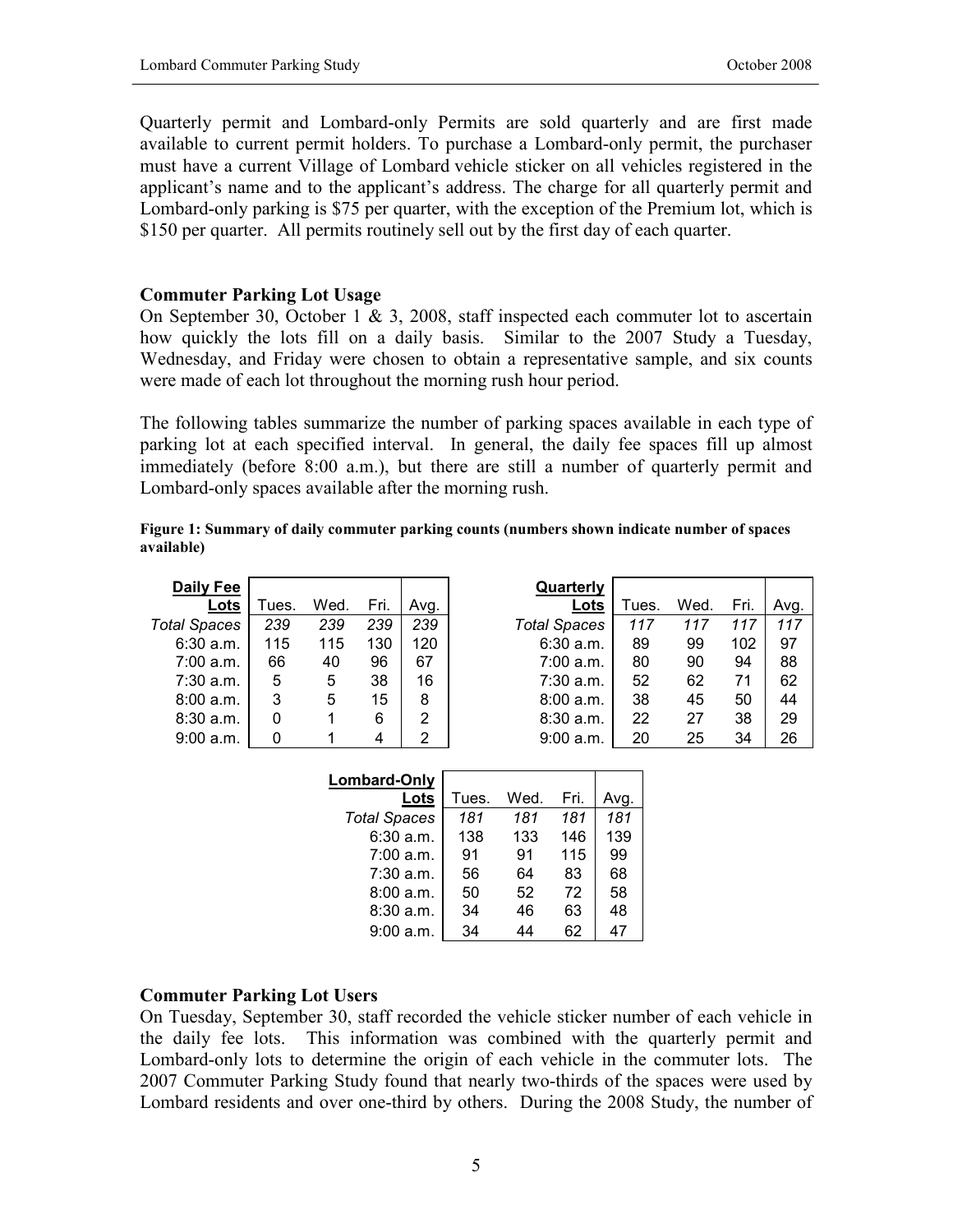Quarterly permit and Lombard-only Permits are sold quarterly and are first made available to current permit holders. To purchase a Lombard-only permit, the purchaser must have a current Village of Lombard vehicle sticker on all vehicles registered in the applicant's name and to the applicant's address. The charge for all quarterly permit and Lombard-only parking is $75 per quarter, with the exception of the Premium lot, which is $150 per quarter. All permits routinely sell out by the first day of each quarter.

## Commuter Parking Lot Usage

On September 30, October 1 & 3, 2008, staff inspected each commuter lot to ascertain how quickly the lots fill on a daily basis. Similar to the 2007 Study a Tuesday, Wednesday, and Friday were chosen to obtain a representative sample, and six counts were made of each lot throughout the morning rush hour period.

The following tables summarize the number of parking spaces available in each type of parking lot at each specified interval. In general, the daily fee spaces fill up almost immediately (before 8:00 a.m.), but there are still a number of quarterly permit and Lombard-only spaces available after the morning rush.

**Figure 1: Summary of daily commuter parking counts (numbers shown indicate number of spaces available)**

| Daily Fee Lots | Tues. | Wed. | Fri. | Avg. |
|---|---|---|---|---|
| *Total Spaces* | *239* | *239* | *239* | *239* |
| 6:30 a.m. | 115 | 115 | 130 | 120 |
| 7:00 a.m. | 66 | 40 | 96 | 67 |
| 7:30 a.m. | 5 | 5 | 38 | 16 |
| 8:00 a.m. | 3 | 5 | 15 | 8 |
| 8:30 a.m. | 0 | 1 | 6 | 2 |
| 9:00 a.m. | 0 | 1 | 4 | 2 |

| Quarterly Lots | Tues. | Wed. | Fri. | Avg. |
|---|---|---|---|---|
| *Total Spaces* | *117* | *117* | *117* | *117* |
| 6:30 a.m. | 89 | 99 | 102 | 97 |
| 7:00 a.m. | 80 | 90 | 94 | 88 |
| 7:30 a.m. | 52 | 62 | 71 | 62 |
| 8:00 a.m. | 38 | 45 | 50 | 44 |
| 8:30 a.m. | 22 | 27 | 38 | 29 |
| 9:00 a.m. | 20 | 25 | 34 | 26 |

| Lombard-Only Lots | Tues. | Wed. | Fri. | Avg. |
|---|---|---|---|---|
| *Total Spaces* | *181* | *181* | *181* | *181* |
| 6:30 a.m. | 138 | 133 | 146 | 139 |
| 7:00 a.m. | 91 | 91 | 115 | 99 |
| 7:30 a.m. | 56 | 64 | 83 | 68 |
| 8:00 a.m. | 50 | 52 | 72 | 58 |
| 8:30 a.m. | 34 | 46 | 63 | 48 |
| 9:00 a.m. | 34 | 44 | 62 | 47 |

## Commuter Parking Lot Users

On Tuesday, September 30, staff recorded the vehicle sticker number of each vehicle in the daily fee lots. This information was combined with the quarterly permit and Lombard-only lots to determine the origin of each vehicle in the commuter lots. The 2007 Commuter Parking Study found that nearly two-thirds of the spaces were used by Lombard residents and over one-third by others. During the 2008 Study, the number of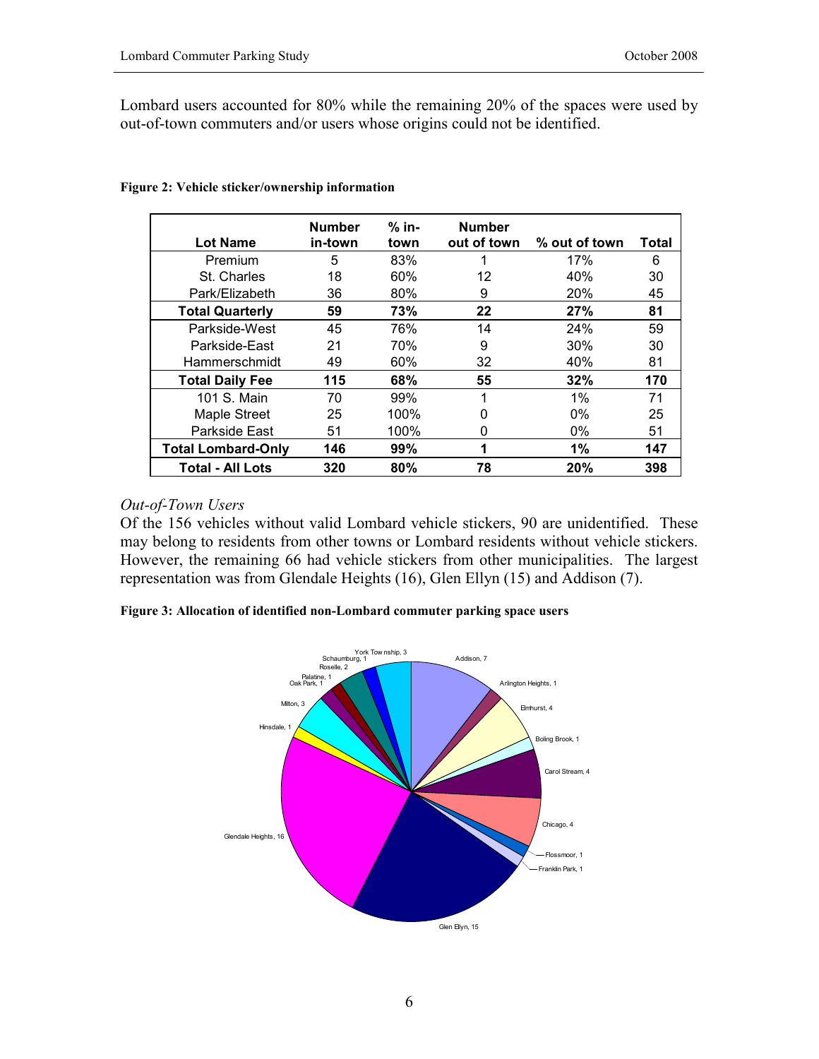Lombard users accounted for 80% while the remaining 20% of the spaces were used by out-of-town commuters and/or users whose origins could not be identified.

**Figure 2: Vehicle sticker/ownership information**

| Lot Name | Number in-town | % in-town | Number out of town | % out of town | Total |
|---|---|---|---|---|---|
| Premium | 5 | 83% | 1 | 17% | 6 |
| St. Charles | 18 | 60% | 12 | 40% | 30 |
| Park/Elizabeth | 36 | 80% | 9 | 20% | 45 |
| **Total Quarterly** | **59** | **73%** | **22** | **27%** | **81** |
| Parkside-West | 45 | 76% | 14 | 24% | 59 |
| Parkside-East | 21 | 70% | 9 | 30% | 30 |
| Hammerschmidt | 49 | 60% | 32 | 40% | 81 |
| **Total Daily Fee** | **115** | **68%** | **55** | **32%** | **170** |
| 101 S. Main | 70 | 99% | 1 | 1% | 71 |
| Maple Street | 25 | 100% | 0 | 0% | 25 |
| Parkside East | 51 | 100% | 0 | 0% | 51 |
| **Total Lombard-Only** | **146** | **99%** | **1** | **1%** | **147** |
| **Total - All Lots** | **320** | **80%** | **78** | **20%** | **398** |

*Out-of-Town Users*

Of the 156 vehicles without valid Lombard vehicle stickers, 90 are unidentified. These may belong to residents from other towns or Lombard residents without vehicle stickers. However, the remaining 66 had vehicle stickers from other municipalities. The largest representation was from Glendale Heights (16), Glen Ellyn (15) and Addison (7).

**Figure 3: Allocation of identified non-Lombard commuter parking space users**

| Municipality | Number |
|---|---|
| Addison | 7 |
| Arlington Heights | 1 |
| Elmhurst | 4 |
| Boling Brook | 1 |
| Carol Stream | 4 |
| Chicago | 4 |
| Flossmoor | 1 |
| Franklin Park | 1 |
| Glen Ellyn | 15 |
| Glendale Heights | 16 |
| Hinsdale | 1 |
| Milton | 3 |
| Oak Park | 1 |
| Palatine | 1 |
| Roselle | 2 |
| Schaumburg | 1 |
| York Township | 3 |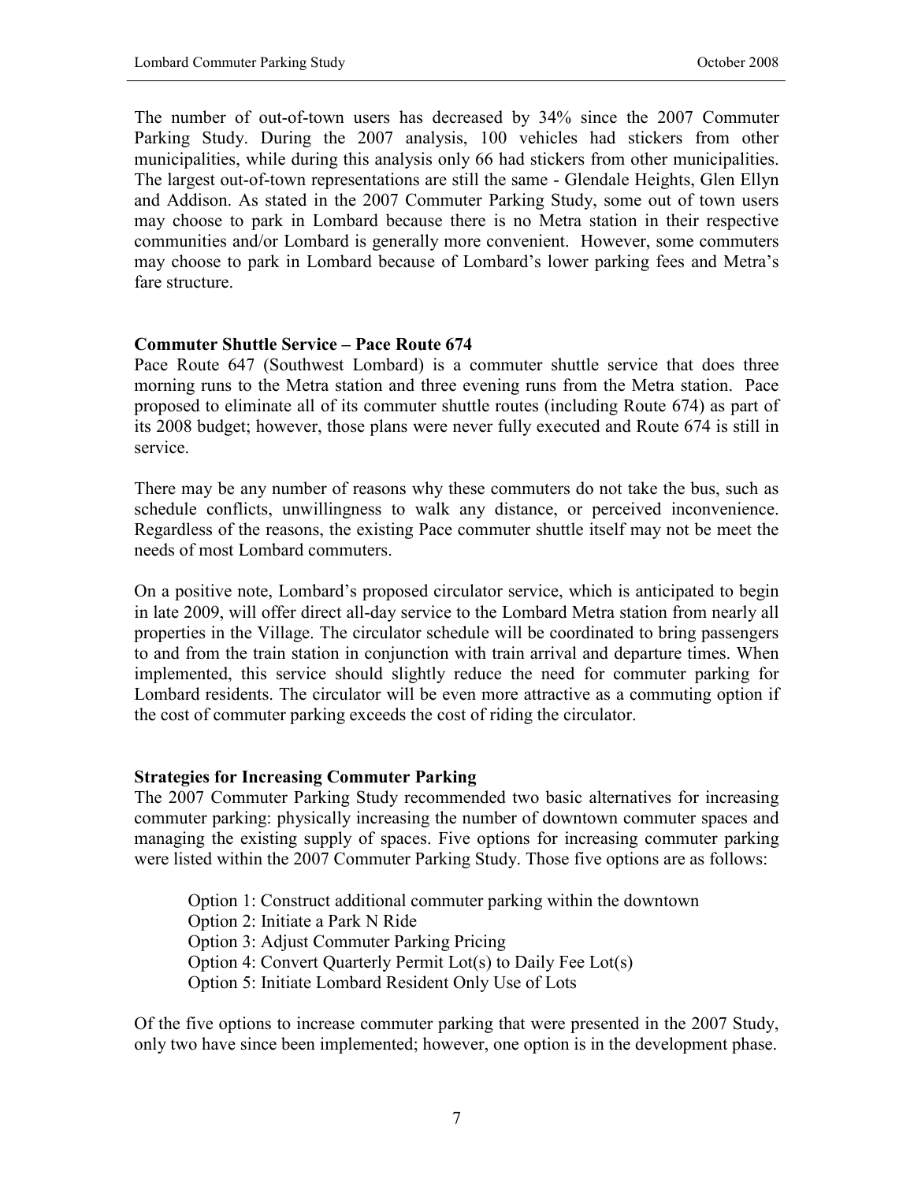The number of out-of-town users has decreased by 34% since the 2007 Commuter Parking Study. During the 2007 analysis, 100 vehicles had stickers from other municipalities, while during this analysis only 66 had stickers from other municipalities. The largest out-of-town representations are still the same - Glendale Heights, Glen Ellyn and Addison. As stated in the 2007 Commuter Parking Study, some out of town users may choose to park in Lombard because there is no Metra station in their respective communities and/or Lombard is generally more convenient. However, some commuters may choose to park in Lombard because of Lombard's lower parking fees and Metra's fare structure.

**Commuter Shuttle Service – Pace Route 674**

Pace Route 647 (Southwest Lombard) is a commuter shuttle service that does three morning runs to the Metra station and three evening runs from the Metra station. Pace proposed to eliminate all of its commuter shuttle routes (including Route 674) as part of its 2008 budget; however, those plans were never fully executed and Route 674 is still in service.

There may be any number of reasons why these commuters do not take the bus, such as schedule conflicts, unwillingness to walk any distance, or perceived inconvenience. Regardless of the reasons, the existing Pace commuter shuttle itself may not be meet the needs of most Lombard commuters.

On a positive note, Lombard's proposed circulator service, which is anticipated to begin in late 2009, will offer direct all-day service to the Lombard Metra station from nearly all properties in the Village. The circulator schedule will be coordinated to bring passengers to and from the train station in conjunction with train arrival and departure times. When implemented, this service should slightly reduce the need for commuter parking for Lombard residents. The circulator will be even more attractive as a commuting option if the cost of commuter parking exceeds the cost of riding the circulator.

**Strategies for Increasing Commuter Parking**

The 2007 Commuter Parking Study recommended two basic alternatives for increasing commuter parking: physically increasing the number of downtown commuter spaces and managing the existing supply of spaces. Five options for increasing commuter parking were listed within the 2007 Commuter Parking Study. Those five options are as follows:

Option 1: Construct additional commuter parking within the downtown
Option 2: Initiate a Park N Ride
Option 3: Adjust Commuter Parking Pricing
Option 4: Convert Quarterly Permit Lot(s) to Daily Fee Lot(s)
Option 5: Initiate Lombard Resident Only Use of Lots

Of the five options to increase commuter parking that were presented in the 2007 Study, only two have since been implemented; however, one option is in the development phase.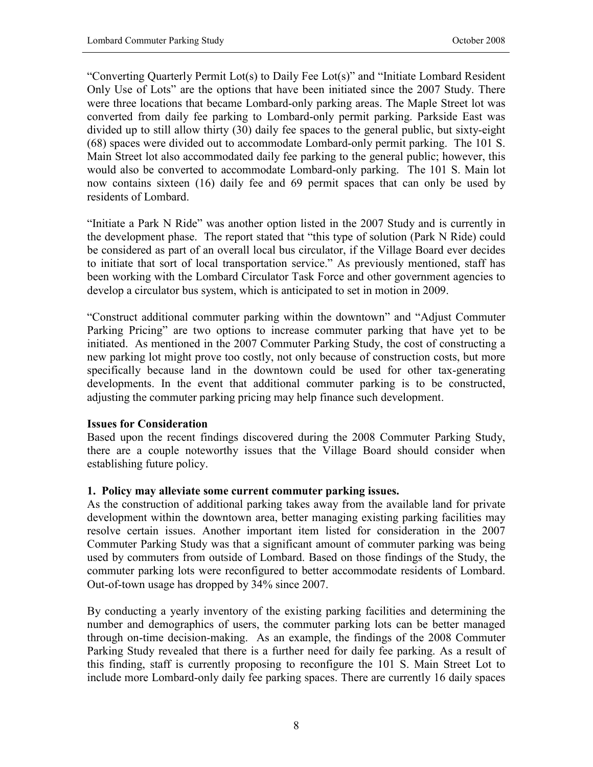"Converting Quarterly Permit Lot(s) to Daily Fee Lot(s)" and "Initiate Lombard Resident Only Use of Lots" are the options that have been initiated since the 2007 Study. There were three locations that became Lombard-only parking areas. The Maple Street lot was converted from daily fee parking to Lombard-only permit parking. Parkside East was divided up to still allow thirty (30) daily fee spaces to the general public, but sixty-eight (68) spaces were divided out to accommodate Lombard-only permit parking. The 101 S. Main Street lot also accommodated daily fee parking to the general public; however, this would also be converted to accommodate Lombard-only parking. The 101 S. Main lot now contains sixteen (16) daily fee and 69 permit spaces that can only be used by residents of Lombard.

"Initiate a Park N Ride" was another option listed in the 2007 Study and is currently in the development phase. The report stated that "this type of solution (Park N Ride) could be considered as part of an overall local bus circulator, if the Village Board ever decides to initiate that sort of local transportation service." As previously mentioned, staff has been working with the Lombard Circulator Task Force and other government agencies to develop a circulator bus system, which is anticipated to set in motion in 2009.

"Construct additional commuter parking within the downtown" and "Adjust Commuter Parking Pricing" are two options to increase commuter parking that have yet to be initiated. As mentioned in the 2007 Commuter Parking Study, the cost of constructing a new parking lot might prove too costly, not only because of construction costs, but more specifically because land in the downtown could be used for other tax-generating developments. In the event that additional commuter parking is to be constructed, adjusting the commuter parking pricing may help finance such development.

**Issues for Consideration**

Based upon the recent findings discovered during the 2008 Commuter Parking Study, there are a couple noteworthy issues that the Village Board should consider when establishing future policy.

**1. Policy may alleviate some current commuter parking issues.**

As the construction of additional parking takes away from the available land for private development within the downtown area, better managing existing parking facilities may resolve certain issues. Another important item listed for consideration in the 2007 Commuter Parking Study was that a significant amount of commuter parking was being used by commuters from outside of Lombard. Based on those findings of the Study, the commuter parking lots were reconfigured to better accommodate residents of Lombard. Out-of-town usage has dropped by 34% since 2007.

By conducting a yearly inventory of the existing parking facilities and determining the number and demographics of users, the commuter parking lots can be better managed through on-time decision-making. As an example, the findings of the 2008 Commuter Parking Study revealed that there is a further need for daily fee parking. As a result of this finding, staff is currently proposing to reconfigure the 101 S. Main Street Lot to include more Lombard-only daily fee parking spaces. There are currently 16 daily spaces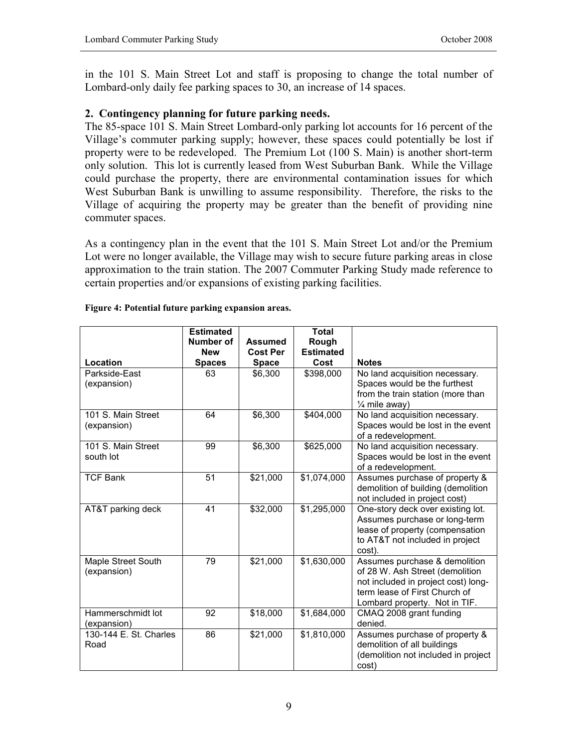in the 101 S. Main Street Lot and staff is proposing to change the total number of Lombard-only daily fee parking spaces to 30, an increase of 14 spaces.

### 2. Contingency planning for future parking needs.

The 85-space 101 S. Main Street Lombard-only parking lot accounts for 16 percent of the Village's commuter parking supply; however, these spaces could potentially be lost if property were to be redeveloped. The Premium Lot (100 S. Main) is another short-term only solution. This lot is currently leased from West Suburban Bank. While the Village could purchase the property, there are environmental contamination issues for which West Suburban Bank is unwilling to assume responsibility. Therefore, the risks to the Village of acquiring the property may be greater than the benefit of providing nine commuter spaces.

As a contingency plan in the event that the 101 S. Main Street Lot and/or the Premium Lot were no longer available, the Village may wish to secure future parking areas in close approximation to the train station. The 2007 Commuter Parking Study made reference to certain properties and/or expansions of existing parking facilities.

**Figure 4: Potential future parking expansion areas.**

| Location | Estimated Number of New Spaces | Assumed Cost Per Space | Total Rough Estimated Cost | Notes |
|---|---|---|---|---|
| Parkside-East (expansion) | 63 | $6,300 | $398,000 | No land acquisition necessary. Spaces would be the furthest from the train station (more than ¼ mile away) |
| 101 S. Main Street (expansion) | 64 | $6,300 | $404,000 | No land acquisition necessary. Spaces would be lost in the event of a redevelopment. |
| 101 S. Main Street south lot | 99 | $6,300 | $625,000 | No land acquisition necessary. Spaces would be lost in the event of a redevelopment. |
| TCF Bank | 51 | $21,000 | $1,074,000 | Assumes purchase of property & demolition of building (demolition not included in project cost) |
| AT&T parking deck | 41 | $32,000 | $1,295,000 | One-story deck over existing lot. Assumes purchase or long-term lease of property (compensation to AT&T not included in project cost). |
| Maple Street South (expansion) | 79 | $21,000 | $1,630,000 | Assumes purchase & demolition of 28 W. Ash Street (demolition not included in project cost) long-term lease of First Church of Lombard property. Not in TIF. |
| Hammerschmidt lot (expansion) | 92 | $18,000 | $1,684,000 | CMAQ 2008 grant funding denied. |
| 130-144 E. St. Charles Road | 86 | $21,000 | $1,810,000 | Assumes purchase of property & demolition of all buildings (demolition not included in project cost) |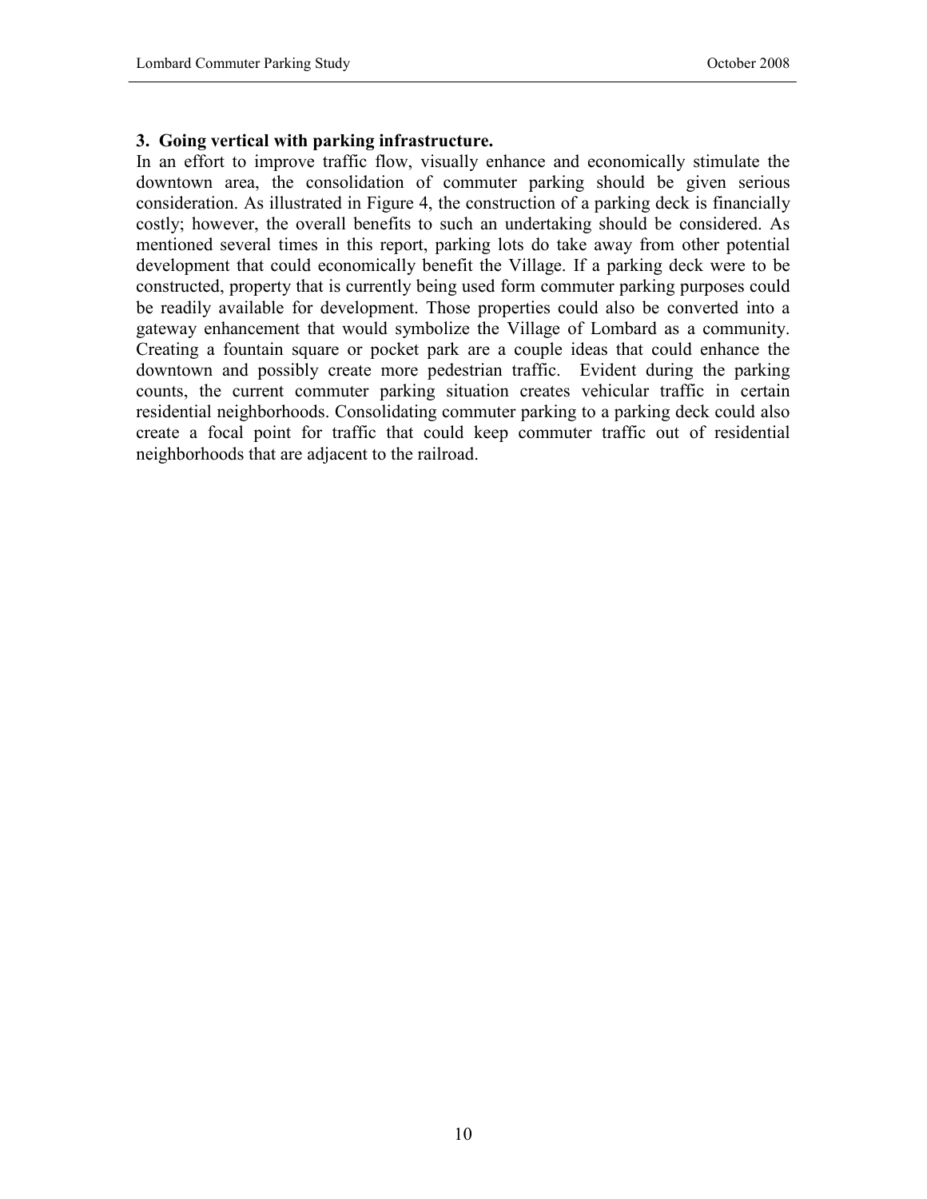**3. Going vertical with parking infrastructure.**

In an effort to improve traffic flow, visually enhance and economically stimulate the downtown area, the consolidation of commuter parking should be given serious consideration. As illustrated in Figure 4, the construction of a parking deck is financially costly; however, the overall benefits to such an undertaking should be considered. As mentioned several times in this report, parking lots do take away from other potential development that could economically benefit the Village. If a parking deck were to be constructed, property that is currently being used form commuter parking purposes could be readily available for development. Those properties could also be converted into a gateway enhancement that would symbolize the Village of Lombard as a community. Creating a fountain square or pocket park are a couple ideas that could enhance the downtown and possibly create more pedestrian traffic. Evident during the parking counts, the current commuter parking situation creates vehicular traffic in certain residential neighborhoods. Consolidating commuter parking to a parking deck could also create a focal point for traffic that could keep commuter traffic out of residential neighborhoods that are adjacent to the railroad.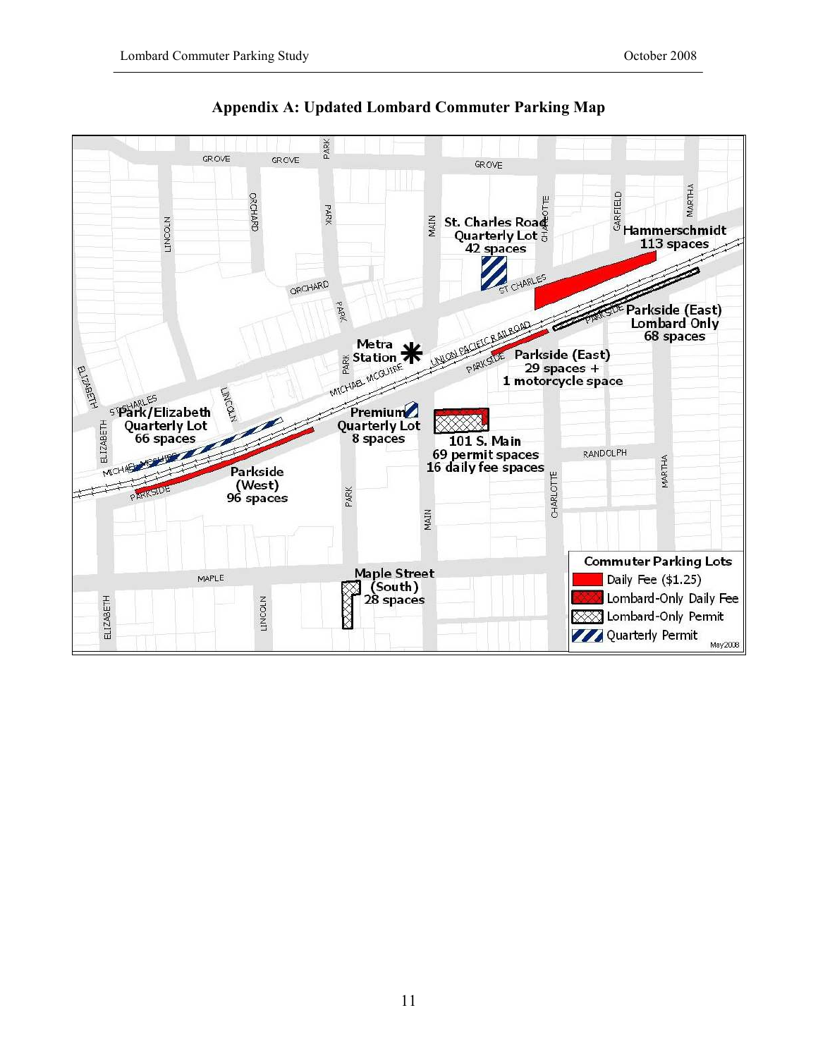## Appendix A: Updated Lombard Commuter Parking Map

Commuter Parking Lots

- Daily Fee ($1.25)
- Lombard-Only Daily Fee
- Lombard-Only Permit
- Quarterly Permit

St. Charles Road Quarterly Lot 42 spaces

Hammerschmidt 113 spaces

Parkside (East) Lombard Only 68 spaces

Metra Station

Parkside (East) 29 spaces + 1 motorcycle space

Park/Elizabeth Quarterly Lot 66 spaces

Premium Quarterly Lot 8 spaces

101 S. Main 69 permit spaces 16 daily fee spaces

Parkside (West) 96 spaces

Maple Street (South) 28 spaces

May 2008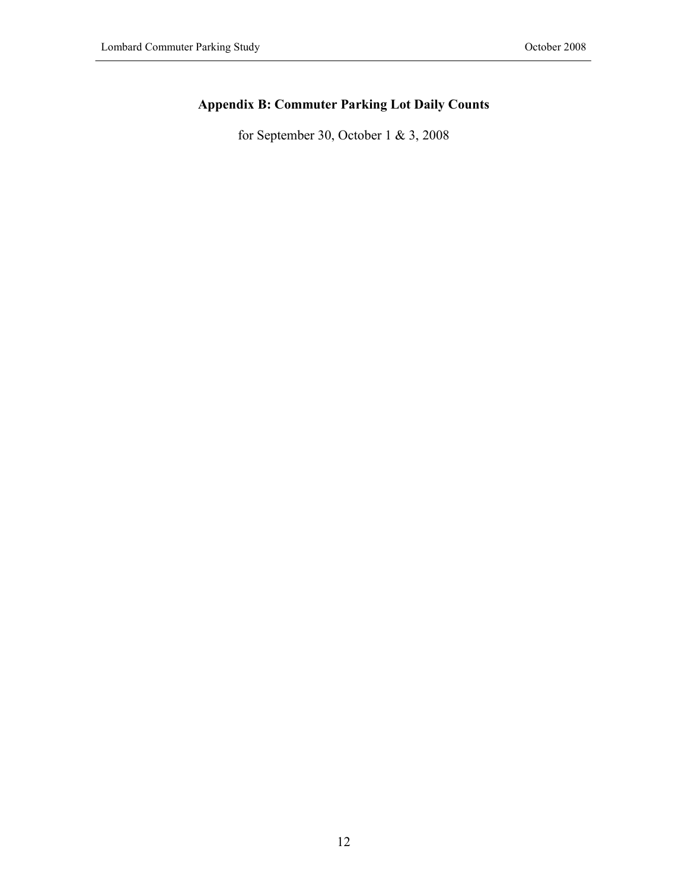## Appendix B: Commuter Parking Lot Daily Counts

for September 30, October 1 & 3, 2008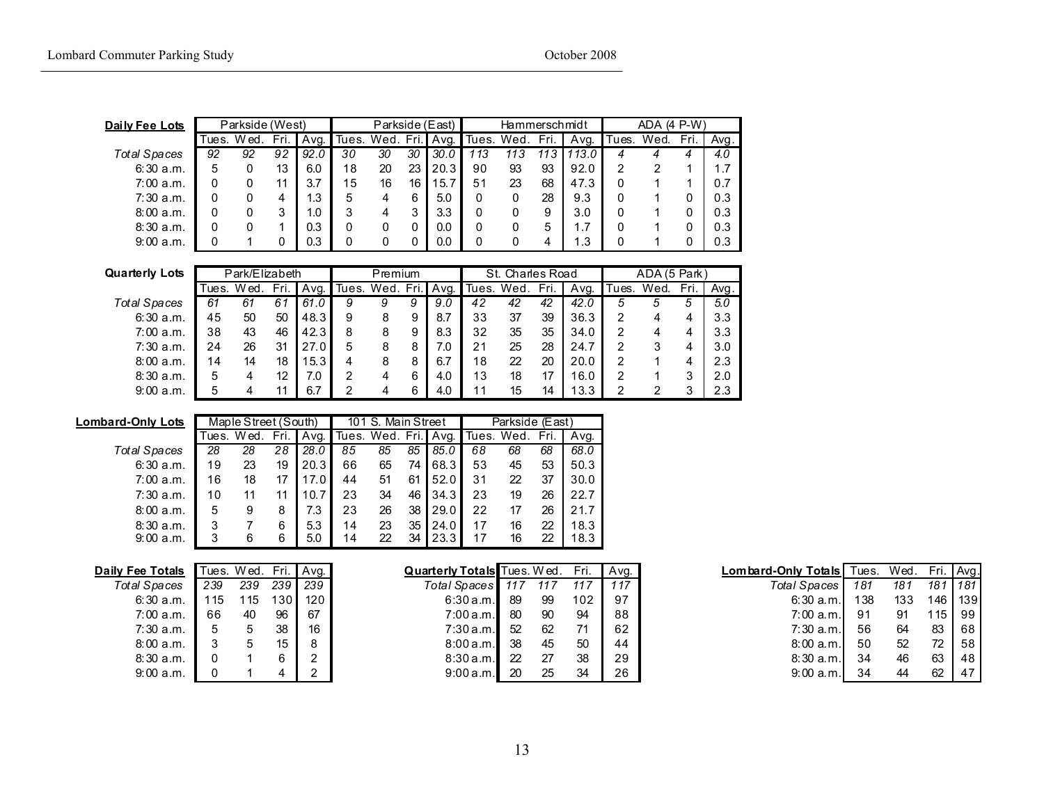**Daily Fee Lots**

| | Parkside (West) | | | | Parkside (East) | | | | Hammerschmidt | | | | ADA (4 P-W) | | | |
|---|---|---|---|---|---|---|---|---|---|---|---|---|---|---|---|---|
| | Tues. | Wed. | Fri. | Avg. | Tues. | Wed. | Fri. | Avg. | Tues. | Wed. | Fri. | Avg. | Tues. | Wed. | Fri. | Avg. |
| *Total Spaces* | *92* | *92* | *92* | *92.0* | *30* | *30* | *30* | *30.0* | *113* | *113* | *113* | *113.0* | *4* | *4* | *4* | *4.0* |
| 6:30 a.m. | 5 | 0 | 13 | 6.0 | 18 | 20 | 23 | 20.3 | 90 | 93 | 93 | 92.0 | 2 | 2 | 1 | 1.7 |
| 7:00 a.m. | 0 | 0 | 11 | 3.7 | 15 | 16 | 16 | 15.7 | 51 | 23 | 68 | 47.3 | 0 | 1 | 1 | 0.7 |
| 7:30 a.m. | 0 | 0 | 4 | 1.3 | 5 | 4 | 6 | 5.0 | 0 | 0 | 28 | 9.3 | 0 | 1 | 0 | 0.3 |
| 8:00 a.m. | 0 | 0 | 3 | 1.0 | 3 | 4 | 3 | 3.3 | 0 | 0 | 9 | 3.0 | 0 | 1 | 0 | 0.3 |
| 8:30 a.m. | 0 | 0 | 1 | 0.3 | 0 | 0 | 0 | 0.0 | 0 | 0 | 5 | 1.7 | 0 | 1 | 0 | 0.3 |
| 9:00 a.m. | 0 | 1 | 0 | 0.3 | 0 | 0 | 0 | 0.0 | 0 | 0 | 4 | 1.3 | 0 | 1 | 0 | 0.3 |

**Quarterly Lots**

| | Park/Elizabeth | | | | Premium | | | | St. Charles Road | | | | ADA (5 Park) | | | |
|---|---|---|---|---|---|---|---|---|---|---|---|---|---|---|---|---|
| | Tues. | Wed. | Fri. | Avg. | Tues. | Wed. | Fri. | Avg. | Tues. | Wed. | Fri. | Avg. | Tues. | Wed. | Fri. | Avg. |
| *Total Spaces* | *61* | *61* | *61* | *61.0* | *9* | *9* | *9* | *9.0* | *42* | *42* | *42* | *42.0* | *5* | *5* | *5* | *5.0* |
| 6:30 a.m. | 45 | 50 | 50 | 48.3 | 9 | 8 | 9 | 8.7 | 33 | 37 | 39 | 36.3 | 2 | 4 | 4 | 3.3 |
| 7:00 a.m. | 38 | 43 | 46 | 42.3 | 8 | 8 | 9 | 8.3 | 32 | 35 | 35 | 34.0 | 2 | 4 | 4 | 3.3 |
| 7:30 a.m. | 24 | 26 | 31 | 27.0 | 5 | 8 | 8 | 7.0 | 21 | 25 | 28 | 24.7 | 2 | 3 | 4 | 3.0 |
| 8:00 a.m. | 14 | 14 | 18 | 15.3 | 4 | 8 | 8 | 6.7 | 18 | 22 | 20 | 20.0 | 2 | 1 | 4 | 2.3 |
| 8:30 a.m. | 5 | 4 | 12 | 7.0 | 2 | 4 | 6 | 4.0 | 13 | 18 | 17 | 16.0 | 2 | 1 | 3 | 2.0 |
| 9:00 a.m. | 5 | 4 | 11 | 6.7 | 2 | 4 | 6 | 4.0 | 11 | 15 | 14 | 13.3 | 2 | 2 | 3 | 2.3 |

**Lombard-Only Lots**

| | Maple Street (South) | | | | 101 S. Main Street | | | | Parkside (East) | | | |
|---|---|---|---|---|---|---|---|---|---|---|---|---|
| | Tues. | Wed. | Fri. | Avg. | Tues. | Wed. | Fri. | Avg. | Tues. | Wed. | Fri. | Avg. |
| *Total Spaces* | *28* | *28* | *28* | *28.0* | *85* | *85* | *85* | *85.0* | *68* | *68* | *68* | *68.0* |
| 6:30 a.m. | 19 | 23 | 19 | 20.3 | 66 | 65 | 74 | 68.3 | 53 | 45 | 53 | 50.3 |
| 7:00 a.m. | 16 | 18 | 17 | 17.0 | 44 | 51 | 61 | 52.0 | 31 | 22 | 37 | 30.0 |
| 7:30 a.m. | 10 | 11 | 11 | 10.7 | 23 | 34 | 46 | 34.3 | 23 | 19 | 26 | 22.7 |
| 8:00 a.m. | 5 | 9 | 8 | 7.3 | 23 | 26 | 38 | 29.0 | 22 | 17 | 26 | 21.7 |
| 8:30 a.m. | 3 | 7 | 6 | 5.3 | 14 | 23 | 35 | 24.0 | 17 | 16 | 22 | 18.3 |
| 9:00 a.m. | 3 | 6 | 6 | 5.0 | 14 | 22 | 34 | 23.3 | 17 | 16 | 22 | 18.3 |

**Daily Fee Totals**

| | Tues. | Wed. | Fri. | Avg. |
|---|---|---|---|---|
| *Total Spaces* | *239* | *239* | *239* | *239* |
| 6:30 a.m. | 115 | 115 | 130 | 120 |
| 7:00 a.m. | 66 | 40 | 96 | 67 |
| 7:30 a.m. | 5 | 5 | 38 | 16 |
| 8:00 a.m. | 3 | 5 | 15 | 8 |
| 8:30 a.m. | 0 | 1 | 6 | 2 |
| 9:00 a.m. | 0 | 1 | 4 | 2 |

**Quarterly Totals**

| | Tues. | Wed. | Fri. | Avg. |
|---|---|---|---|---|
| *Total Spaces* | *117* | *117* | *117* | *117* |
| 6:30 a.m. | 89 | 99 | 102 | 97 |
| 7:00 a.m. | 80 | 90 | 94 | 88 |
| 7:30 a.m. | 52 | 62 | 71 | 62 |
| 8:00 a.m. | 38 | 45 | 50 | 44 |
| 8:30 a.m. | 22 | 27 | 38 | 29 |
| 9:00 a.m. | 20 | 25 | 34 | 26 |

**Lombard-Only Totals**

| | Tues. | Wed. | Fri. | Avg. |
|---|---|---|---|---|
| *Total Spaces* | *181* | *181* | *181* | *181* |
| 6:30 a.m. | 138 | 133 | 146 | 139 |
| 7:00 a.m. | 91 | 91 | 115 | 99 |
| 7:30 a.m. | 56 | 64 | 83 | 68 |
| 8:00 a.m. | 50 | 52 | 72 | 58 |
| 8:30 a.m. | 34 | 46 | 63 | 48 |
| 9:00 a.m. | 34 | 44 | 62 | 47 |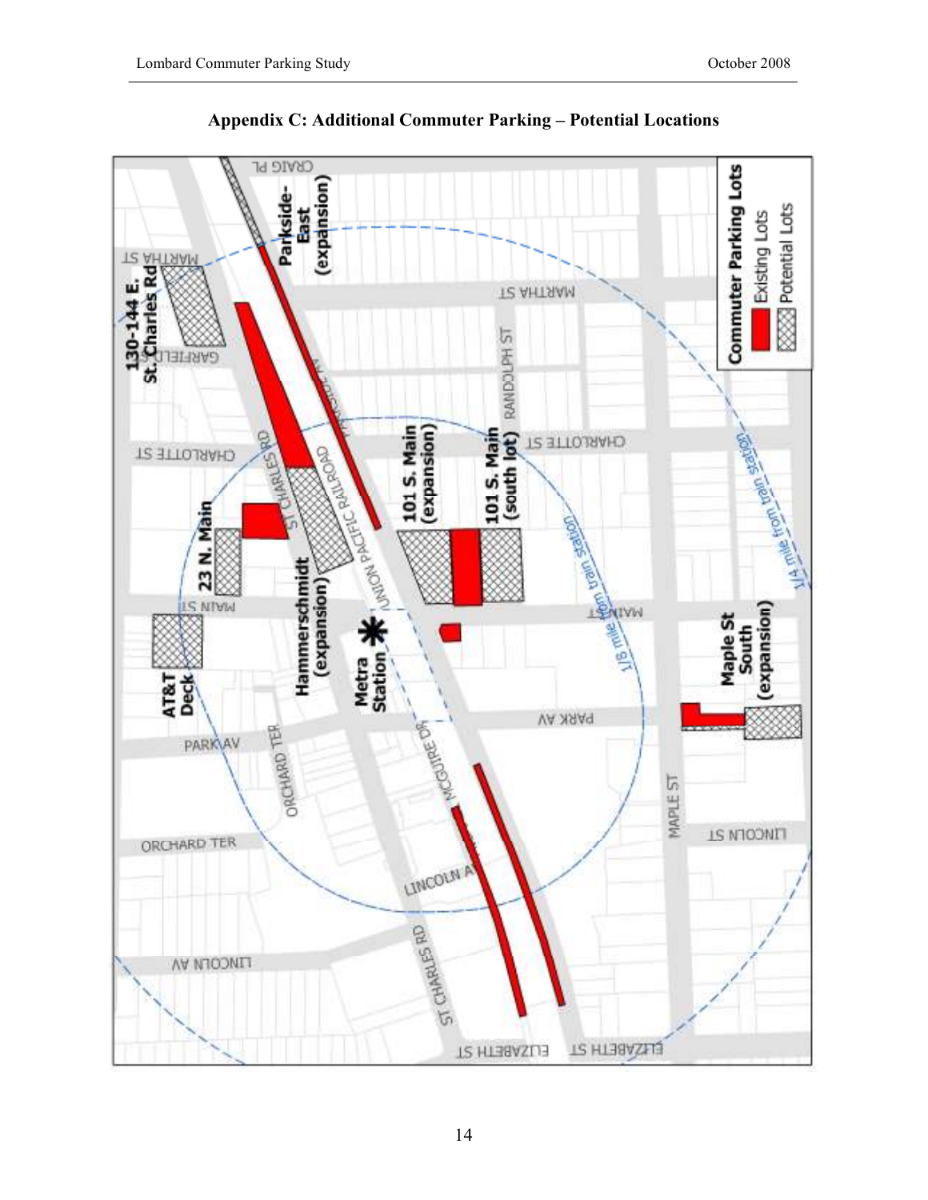# Appendix C: Additional Commuter Parking – Potential Locations

**Commuter Parking Lots**

- Existing Lots
- Potential Lots

Parkside-East (expansion)

130-144 E. St. Charles Rd

101 S. Main (expansion)

101 S. Main (south lot)

23 N. Main

Hammerschmidt (expansion)

AT&T Deck

Metra Station

Maple St South (expansion)

1/8 mile from train station

1/4 mile from train station

CRAIG PL, MARTHA ST, GARFIELD ST, RANDOLPH ST, CHARLOTTE ST, ST CHARLES RD, UNION PACIFIC RAILROAD, MAIN ST, PARK AV, ORCHARD TER, MCGUIRE DR, LINCOLN AV, MAPLE ST, LINCOLN ST, ELIZABETH ST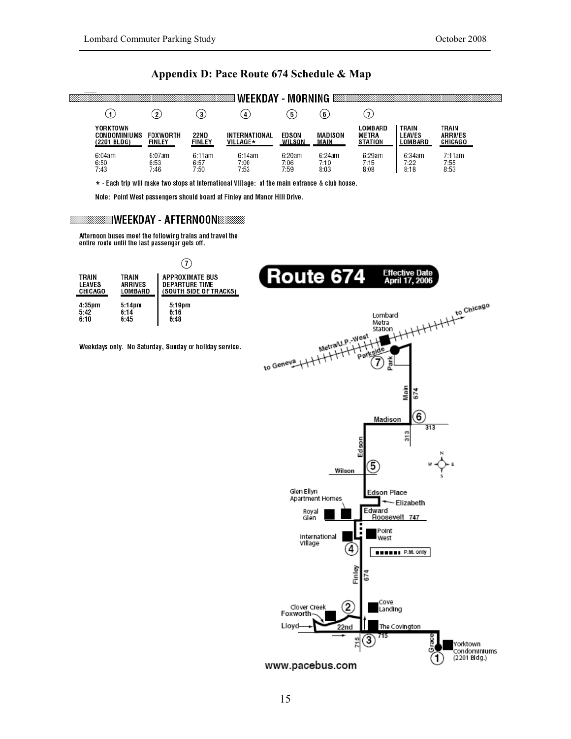## Appendix D: Pace Route 674 Schedule & Map

### WEEKDAY - MORNING

| (1) YORKTOWN CONDOMINIUMS (2201 BLDG) | (2) FOXWORTH FINLEY | (3) 22ND FINLEY | (4) INTERNATIONAL VILLAGE* | (5) EDSON WILSON | (6) MADISON MAIN | (7) LOMBARD METRA STATION | TRAIN LEAVES LOMBARD | TRAIN ARRIVES CHICAGO |
|---|---|---|---|---|---|---|---|---|
| 6:04am | 6:07am | 6:11am | 6:14am | 6:20am | 6:24am | 6:29am | 6:34am | 7:11am |
| 6:50 | 6:53 | 6:57 | 7:00 | 7:06 | 7:10 | 7:15 | 7:22 | 7:55 |
| 7:43 | 7:46 | 7:50 | 7:53 | 7:59 | 8:03 | 8:08 | 8:18 | 8:53 |

* - Each trip will make two stops at International Village: at the main entrance & club house.

Note: Point West passengers should board at Finley and Manor Hill Drive.

### WEEKDAY - AFTERNOON

Afternoon buses meet the following trains and travel the entire route until the last passenger gets off.

| TRAIN LEAVES CHICAGO | TRAIN ARRIVES LOMBARD | (7) APPROXIMATE BUS DEPARTURE TIME (SOUTH SIDE OF TRACKS) |
|---|---|---|
| 4:35pm | 5:14pm | 5:19pm |
| 5:42 | 6:14 | 6:16 |
| 6:10 | 6:45 | 6:48 |

Weekdays only. No Saturday, Sunday or holiday service.

**Route 674** Effective Date April 17, 2006

Lombard Metra Station · to Chicago · Metra/U.P.-West · to Geneva · Parkside · Park · Main · 674 · Madison · 313 · Edson · Wilson · Glen Ellyn Apartment Homes · Edson Place · Elizabeth · Edward · Roosevelt 747 · Royal Glen · Point West · International Village · P.M. only · Finley · 674 · Clover Creek · Foxworth · Cove Landing · Lloyd · 22nd · The Covington · 715 · Grace · Yorktown Condominiums (2201 Bldg.)

www.pacebus.com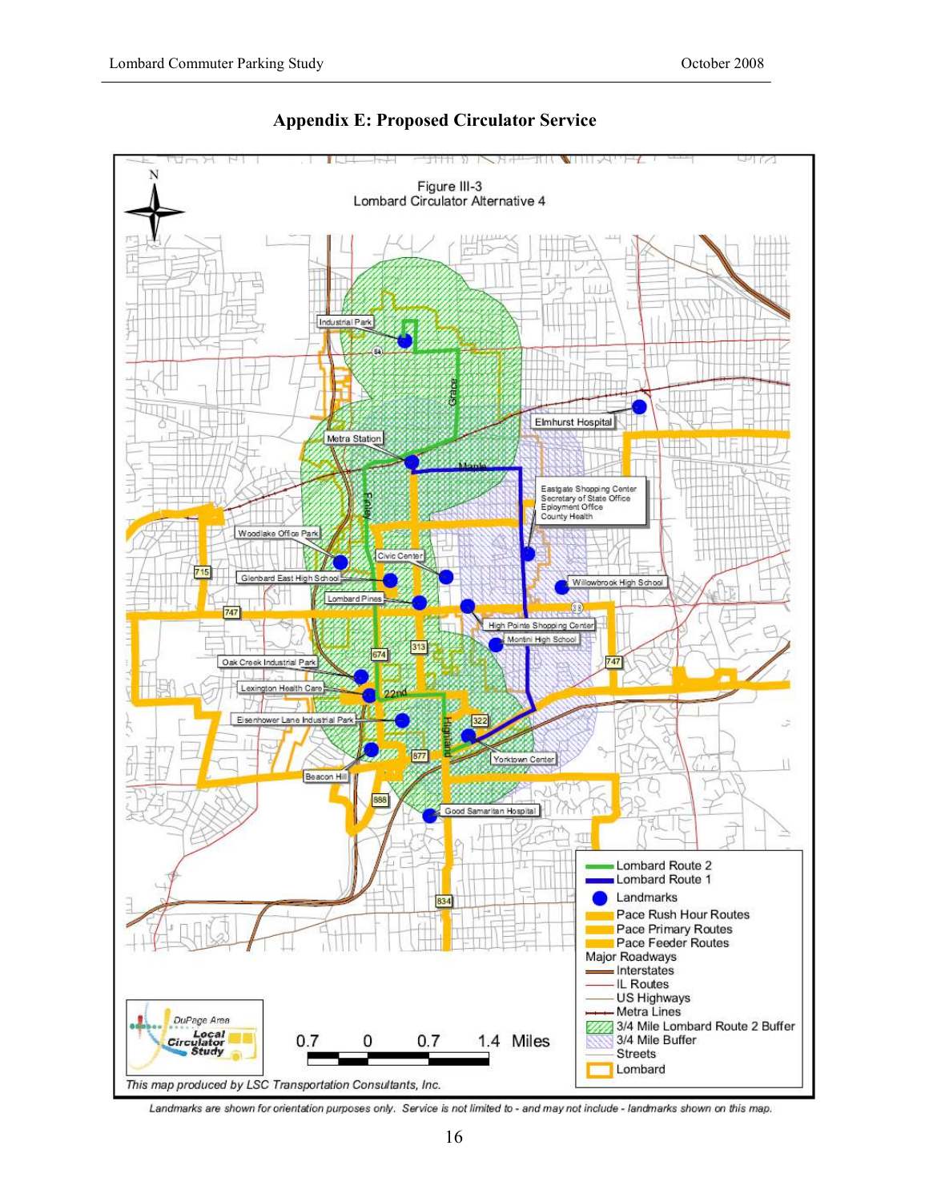# Appendix E: Proposed Circulator Service

Figure III-3
Lombard Circulator Alternative 4

N

Industrial Park
Metra Station
Elmhurst Hospital
Maple
Grace
Foley
Eastgate Shopping Center
Secretary of State Office
Eployment Office
County Health
Woodlake Office Park
Civic Center
Glenbard East High School
Willowbrook High School
Lombard Pines
High Pointe Shopping Center
Montini High School
Oak Creek Industrial Park
Lexington Health Care
22nd
Eisenhower Lane Industrial Park
Highland
Yorktown Center
Beacon Hill
Good Samaritan Hospital

715
747
674
313
322
877
888
834
53
64

Lombard Route 2
Lombard Route 1
Landmarks
Pace Rush Hour Routes
Pace Primary Routes
Pace Feeder Routes
Major Roadways
Interstates
IL Routes
US Highways
Metra Lines
3/4 Mile Lombard Route 2 Buffer
3/4 Mile Buffer
Streets
Lombard

DuPage Area Local Circulator Study

0.7 0 0.7 1.4 Miles

This map produced by LSC Transportation Consultants, Inc.

*Landmarks are shown for orientation purposes only. Service is not limited to - and may not include - landmarks shown on this map.*